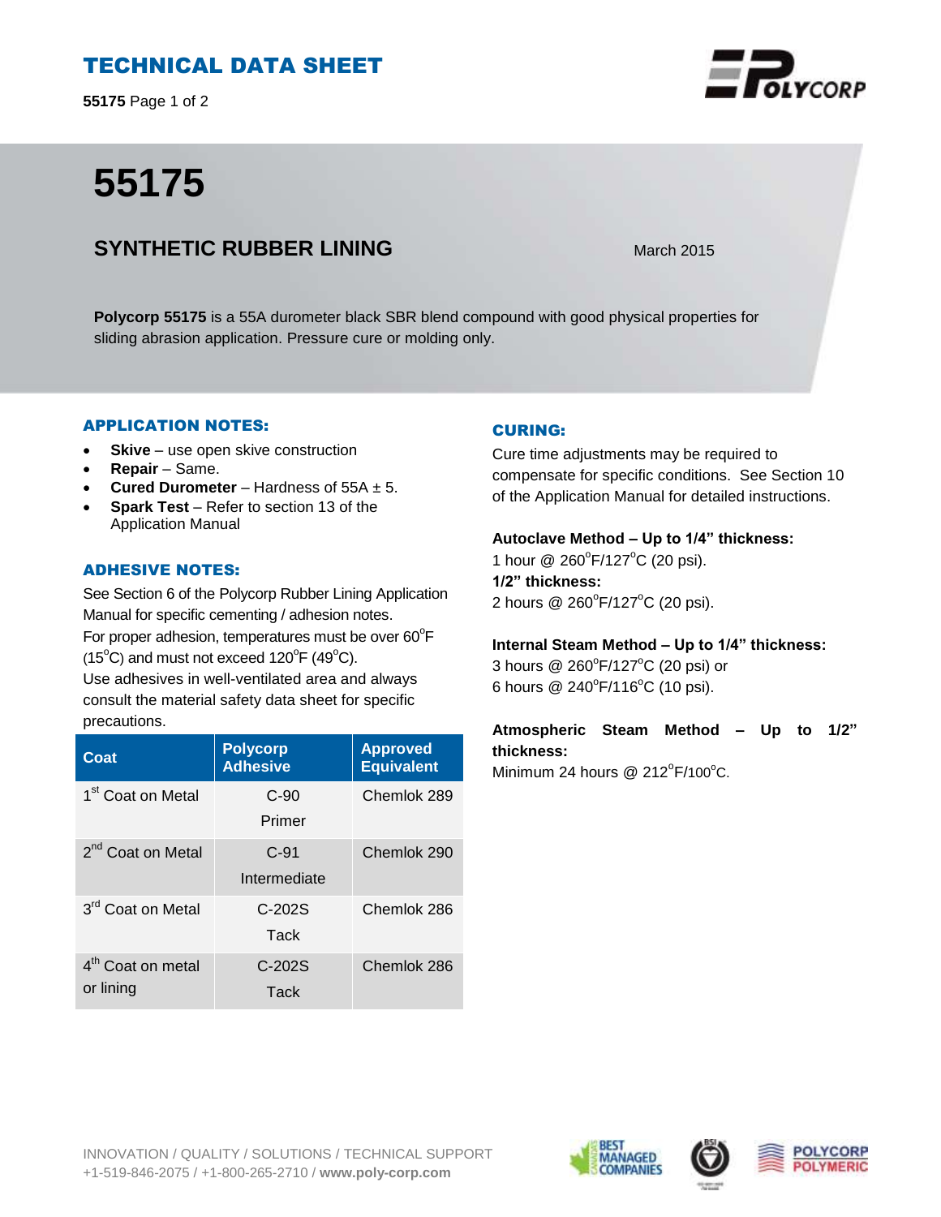# TECHNICAL DATA SHEET

# 55175

## SYNTHETIC RUBBER LINING

March 2015

**Polycorp 55175** is a 55A durometer black SBR blend compound with good physical properties for sliding abrasion application. Pressure cure or molding only.

### APPLICATION NOTES:

- **Skive** – use open skive construction
- **Repair** – Same.
- **Cured Durometer** – Hardness of 55A ± 5.
- **Spark Test** – Refer to section 13 of the Application Manual

### ADHESIVE NOTES:

See Section 6 of the Polycorp Rubber Lining Application Manual for specific cementing / adhesion notes.
For proper adhesion, temperatures must be over 60°F (15°C) and must not exceed 120°F (49°C).
Use adhesives in well-ventilated area and always consult the material safety data sheet for specific precautions.

| Coat | Polycorp Adhesive | Approved Equivalent |
|---|---|---|
| 1st Coat on Metal | C-90 Primer | Chemlok 289 |
| 2nd Coat on Metal | C-91 Intermediate | Chemlok 290 |
| 3rd Coat on Metal | C-202S Tack | Chemlok 286 |
| 4th Coat on metal or lining | C-202S Tack | Chemlok 286 |

### CURING:

Cure time adjustments may be required to compensate for specific conditions. See Section 10 of the Application Manual for detailed instructions.

**Autoclave Method – Up to 1/4" thickness:**
1 hour @ 260°F/127°C (20 psi).
**1/2" thickness:**
2 hours @ 260°F/127°C (20 psi).

**Internal Steam Method – Up to 1/4" thickness:**
3 hours @ 260°F/127°C (20 psi) or
6 hours @ 240°F/116°C (10 psi).

**Atmospheric Steam Method – Up to 1/2" thickness:**
Minimum 24 hours @ 212°F/100°C.

INNOVATION / QUALITY / SOLUTIONS / TECHNICAL SUPPORT
+1-519-846-2075 / +1-800-265-2710 / **www.poly-corp.com**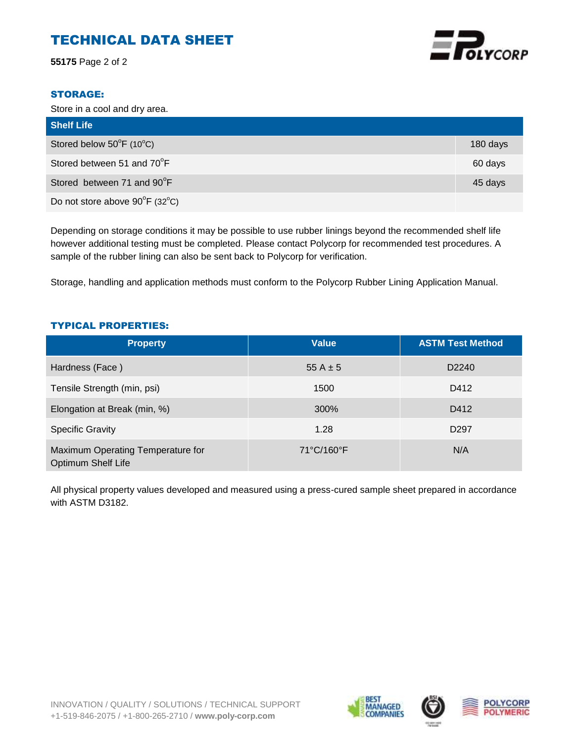## STORAGE:

Store in a cool and dry area.

| Shelf Life | |
|---|---|
| Stored below 50°F (10°C) | 180 days |
| Stored between 51 and 70°F | 60 days |
| Stored between 71 and 90°F | 45 days |
| Do not store above 90°F (32°C) | |

Depending on storage conditions it may be possible to use rubber linings beyond the recommended shelf life however additional testing must be completed. Please contact Polycorp for recommended test procedures. A sample of the rubber lining can also be sent back to Polycorp for verification.

Storage, handling and application methods must conform to the Polycorp Rubber Lining Application Manual.

## TYPICAL PROPERTIES:

| Property | Value | ASTM Test Method |
|---|---|---|
| Hardness (Face ) | 55 A ± 5 | D2240 |
| Tensile Strength (min, psi) | 1500 | D412 |
| Elongation at Break (min, %) | 300% | D412 |
| Specific Gravity | 1.28 | D297 |
| Maximum Operating Temperature for Optimum Shelf Life | 71°C/160°F | N/A |

All physical property values developed and measured using a press-cured sample sheet prepared in accordance with ASTM D3182.

INNOVATION / QUALITY / SOLUTIONS / TECHNICAL SUPPORT
+1-519-846-2075 / +1-800-265-2710 / **www.poly-corp.com**